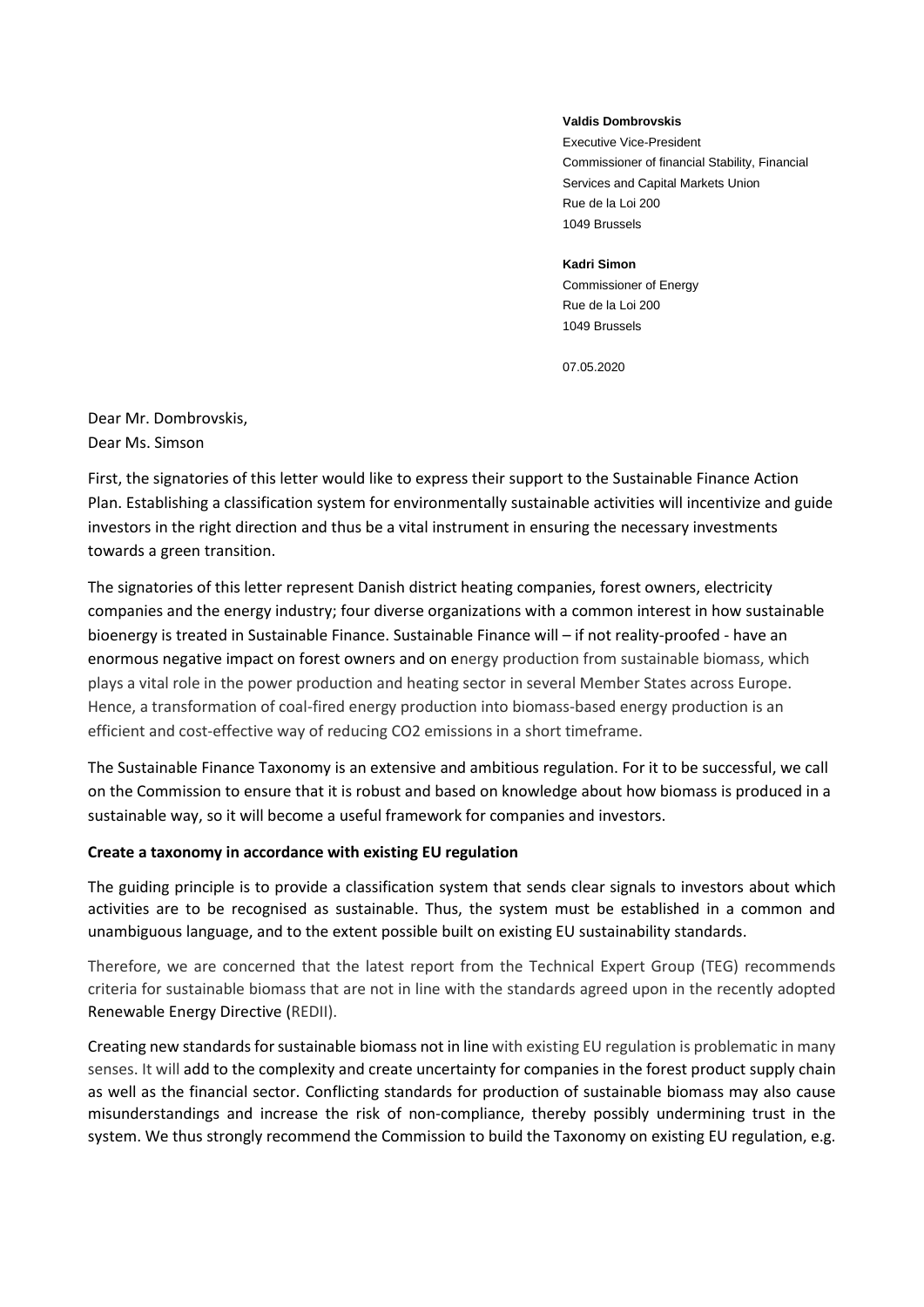**Valdis Dombrovskis**
Executive Vice-President
Commissioner of financial Stability, Financial Services and Capital Markets Union
Rue de la Loi 200
1049 Brussels

**Kadri Simon**
Commissioner of Energy
Rue de la Loi 200
1049 Brussels

07.05.2020

Dear Mr. Dombrovskis,
Dear Ms. Simson

First, the signatories of this letter would like to express their support to the Sustainable Finance Action Plan. Establishing a classification system for environmentally sustainable activities will incentivize and guide investors in the right direction and thus be a vital instrument in ensuring the necessary investments towards a green transition.

The signatories of this letter represent Danish district heating companies, forest owners, electricity companies and the energy industry; four diverse organizations with a common interest in how sustainable bioenergy is treated in Sustainable Finance. Sustainable Finance will – if not reality-proofed - have an enormous negative impact on forest owners and on energy production from sustainable biomass, which plays a vital role in the power production and heating sector in several Member States across Europe. Hence, a transformation of coal-fired energy production into biomass-based energy production is an efficient and cost-effective way of reducing $CO_2$ emissions in a short timeframe.

The Sustainable Finance Taxonomy is an extensive and ambitious regulation. For it to be successful, we call on the Commission to ensure that it is robust and based on knowledge about how biomass is produced in a sustainable way, so it will become a useful framework for companies and investors.

**Create a taxonomy in accordance with existing EU regulation**

The guiding principle is to provide a classification system that sends clear signals to investors about which activities are to be recognised as sustainable. Thus, the system must be established in a common and unambiguous language, and to the extent possible built on existing EU sustainability standards.

Therefore, we are concerned that the latest report from the Technical Expert Group (TEG) recommends criteria for sustainable biomass that are not in line with the standards agreed upon in the recently adopted Renewable Energy Directive (REDII).

Creating new standards for sustainable biomass not in line with existing EU regulation is problematic in many senses. It will add to the complexity and create uncertainty for companies in the forest product supply chain as well as the financial sector. Conflicting standards for production of sustainable biomass may also cause misunderstandings and increase the risk of non-compliance, thereby possibly undermining trust in the system. We thus strongly recommend the Commission to build the Taxonomy on existing EU regulation, e.g.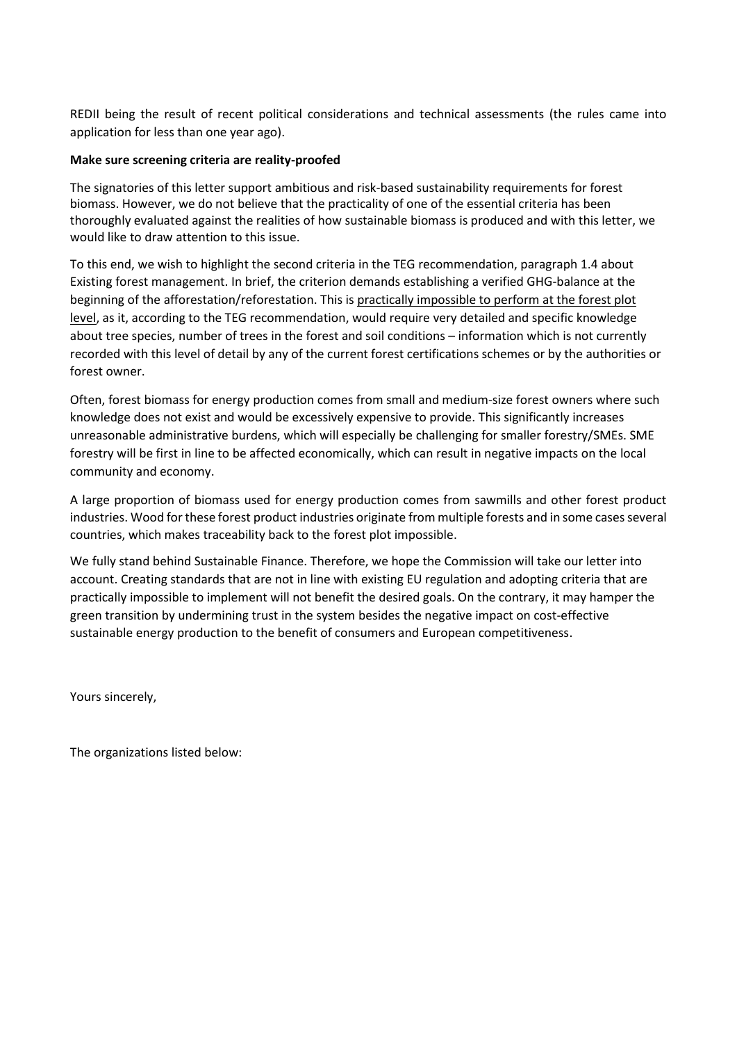REDII being the result of recent political considerations and technical assessments (the rules came into application for less than one year ago).

**Make sure screening criteria are reality-proofed**

The signatories of this letter support ambitious and risk-based sustainability requirements for forest biomass. However, we do not believe that the practicality of one of the essential criteria has been thoroughly evaluated against the realities of how sustainable biomass is produced and with this letter, we would like to draw attention to this issue.

To this end, we wish to highlight the second criteria in the TEG recommendation, paragraph 1.4 about Existing forest management. In brief, the criterion demands establishing a verified GHG-balance at the beginning of the afforestation/reforestation. This is practically impossible to perform at the forest plot level, as it, according to the TEG recommendation, would require very detailed and specific knowledge about tree species, number of trees in the forest and soil conditions – information which is not currently recorded with this level of detail by any of the current forest certifications schemes or by the authorities or forest owner.

Often, forest biomass for energy production comes from small and medium-size forest owners where such knowledge does not exist and would be excessively expensive to provide. This significantly increases unreasonable administrative burdens, which will especially be challenging for smaller forestry/SMEs. SME forestry will be first in line to be affected economically, which can result in negative impacts on the local community and economy.

A large proportion of biomass used for energy production comes from sawmills and other forest product industries. Wood for these forest product industries originate from multiple forests and in some cases several countries, which makes traceability back to the forest plot impossible.

We fully stand behind Sustainable Finance. Therefore, we hope the Commission will take our letter into account. Creating standards that are not in line with existing EU regulation and adopting criteria that are practically impossible to implement will not benefit the desired goals. On the contrary, it may hamper the green transition by undermining trust in the system besides the negative impact on cost-effective sustainable energy production to the benefit of consumers and European competitiveness.

Yours sincerely,

The organizations listed below: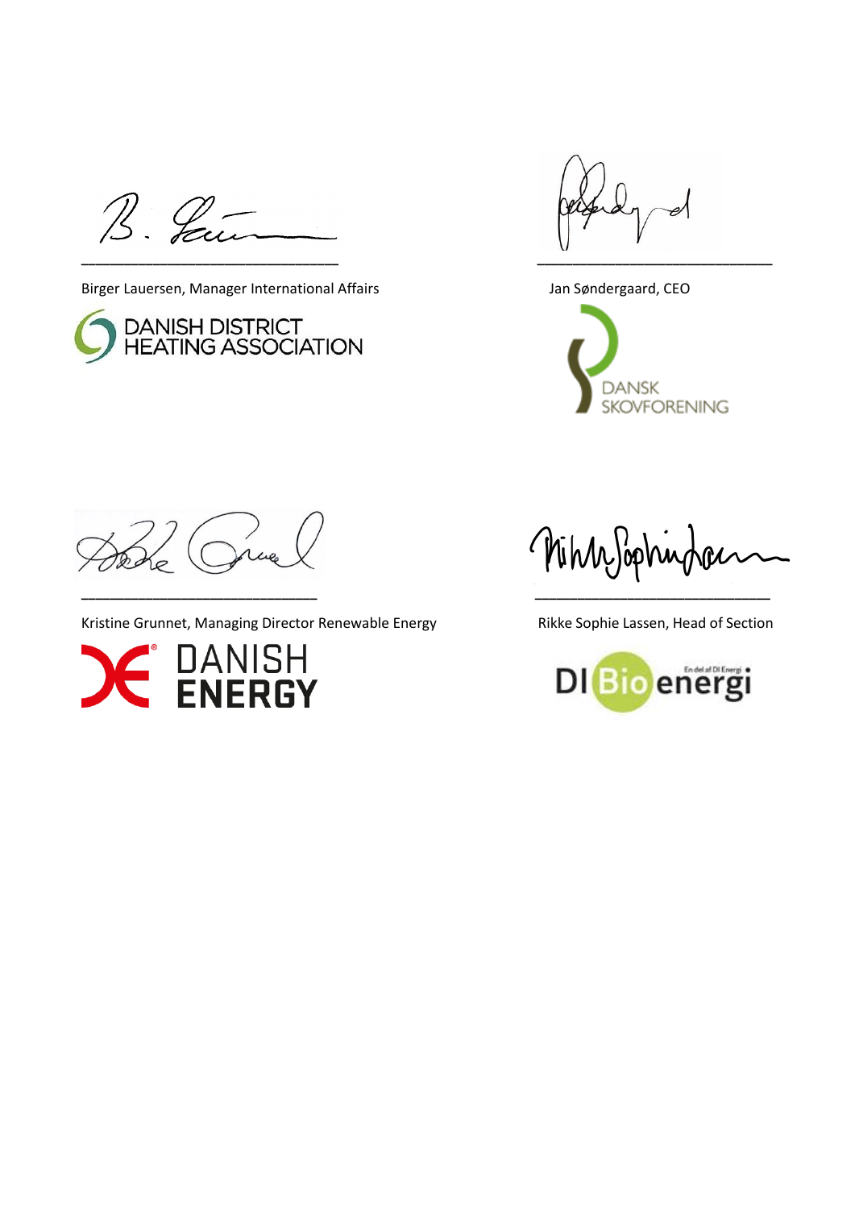Birger Lauersen, Manager International Affairs

DANISH DISTRICT HEATING ASSOCIATION

Jan Søndergaard, CEO

DANSK SKOVFORENING

Kristine Grunnet, Managing Director Renewable Energy

DANISH ENERGY

Rikke Sophie Lassen, Head of Section

DI Bioenergi